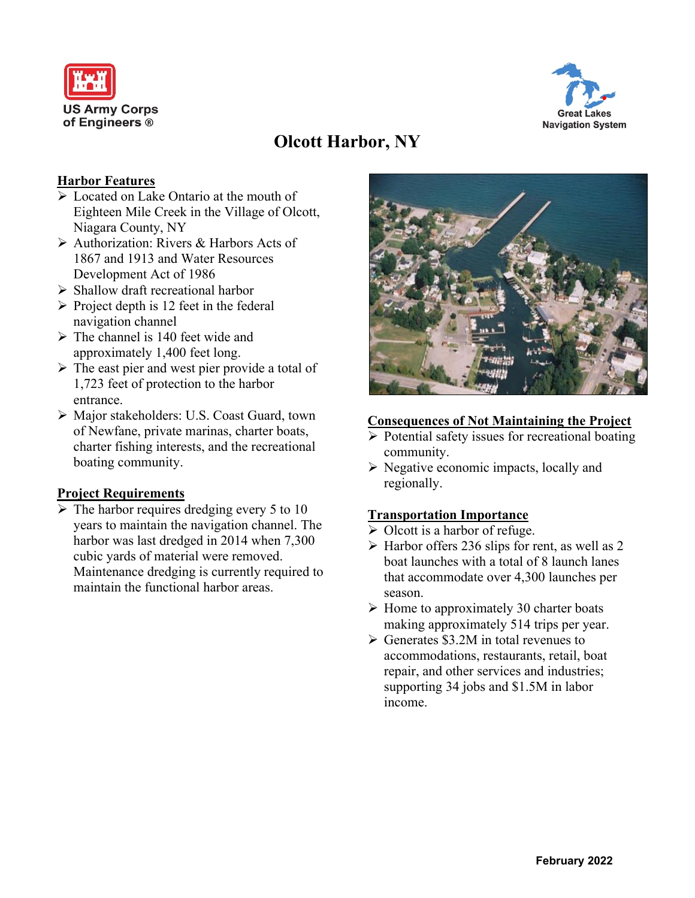US Army Corps of Engineers ®

Great Lakes Navigation System

# Olcott Harbor, NY

## Harbor Features

- Located on Lake Ontario at the mouth of Eighteen Mile Creek in the Village of Olcott, Niagara County, NY
- Authorization: Rivers & Harbors Acts of 1867 and 1913 and Water Resources Development Act of 1986
- Shallow draft recreational harbor
- Project depth is 12 feet in the federal navigation channel
- The channel is 140 feet wide and approximately 1,400 feet long.
- The east pier and west pier provide a total of 1,723 feet of protection to the harbor entrance.
- Major stakeholders: U.S. Coast Guard, town of Newfane, private marinas, charter boats, charter fishing interests, and the recreational boating community.

## Project Requirements

- The harbor requires dredging every 5 to 10 years to maintain the navigation channel. The harbor was last dredged in 2014 when 7,300 cubic yards of material were removed. Maintenance dredging is currently required to maintain the functional harbor areas.

## Consequences of Not Maintaining the Project

- Potential safety issues for recreational boating community.
- Negative economic impacts, locally and regionally.

## Transportation Importance

- Olcott is a harbor of refuge.
- Harbor offers 236 slips for rent, as well as 2 boat launches with a total of 8 launch lanes that accommodate over 4,300 launches per season.
- Home to approximately 30 charter boats making approximately 514 trips per year.
- Generates $3.2M in total revenues to accommodations, restaurants, retail, boat repair, and other services and industries; supporting 34 jobs and $1.5M in labor income.

**February 2022**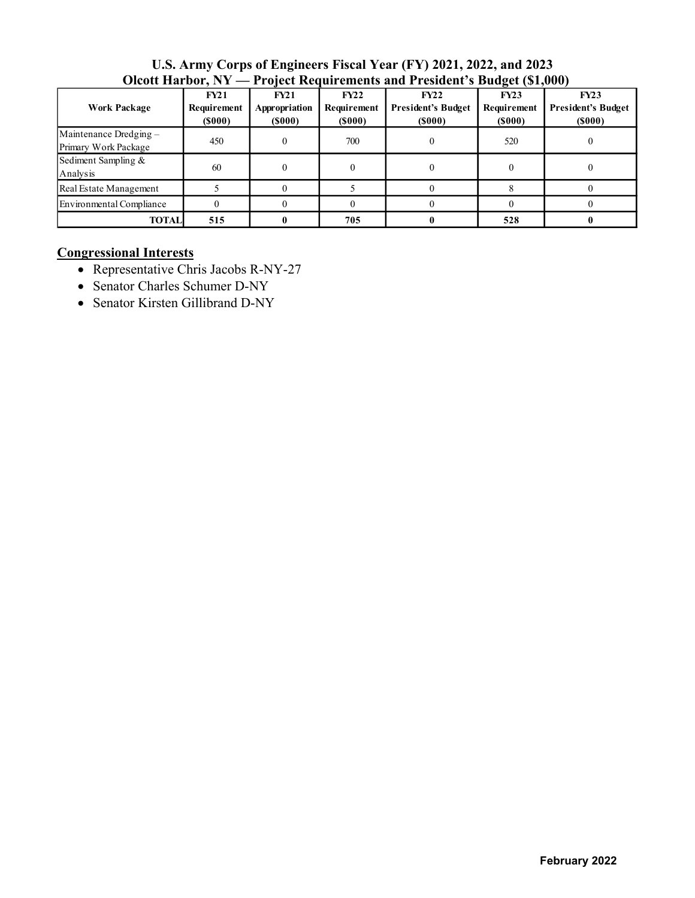## U.S. Army Corps of Engineers Fiscal Year (FY) 2021, 2022, and 2023
## Olcott Harbor, NY — Project Requirements and President's Budget ($1,000)

| Work Package | FY21 Requirement ($000) | FY21 Appropriation ($000) | FY22 Requirement ($000) | FY22 President's Budget ($000) | FY23 Requirement ($000) | FY23 President's Budget ($000) |
|---|---|---|---|---|---|---|
| Maintenance Dredging – Primary Work Package | 450 | 0 | 700 | 0 | 520 | 0 |
| Sediment Sampling & Analysis | 60 | 0 | 0 | 0 | 0 | 0 |
| Real Estate Management | 5 | 0 | 5 | 0 | 8 | 0 |
| Environmental Compliance | 0 | 0 | 0 | 0 | 0 | 0 |
| **TOTAL** | **515** | **0** | **705** | **0** | **528** | **0** |

**Congressional Interests**

- Representative Chris Jacobs R-NY-27
- Senator Charles Schumer D-NY
- Senator Kirsten Gillibrand D-NY

**February 2022**